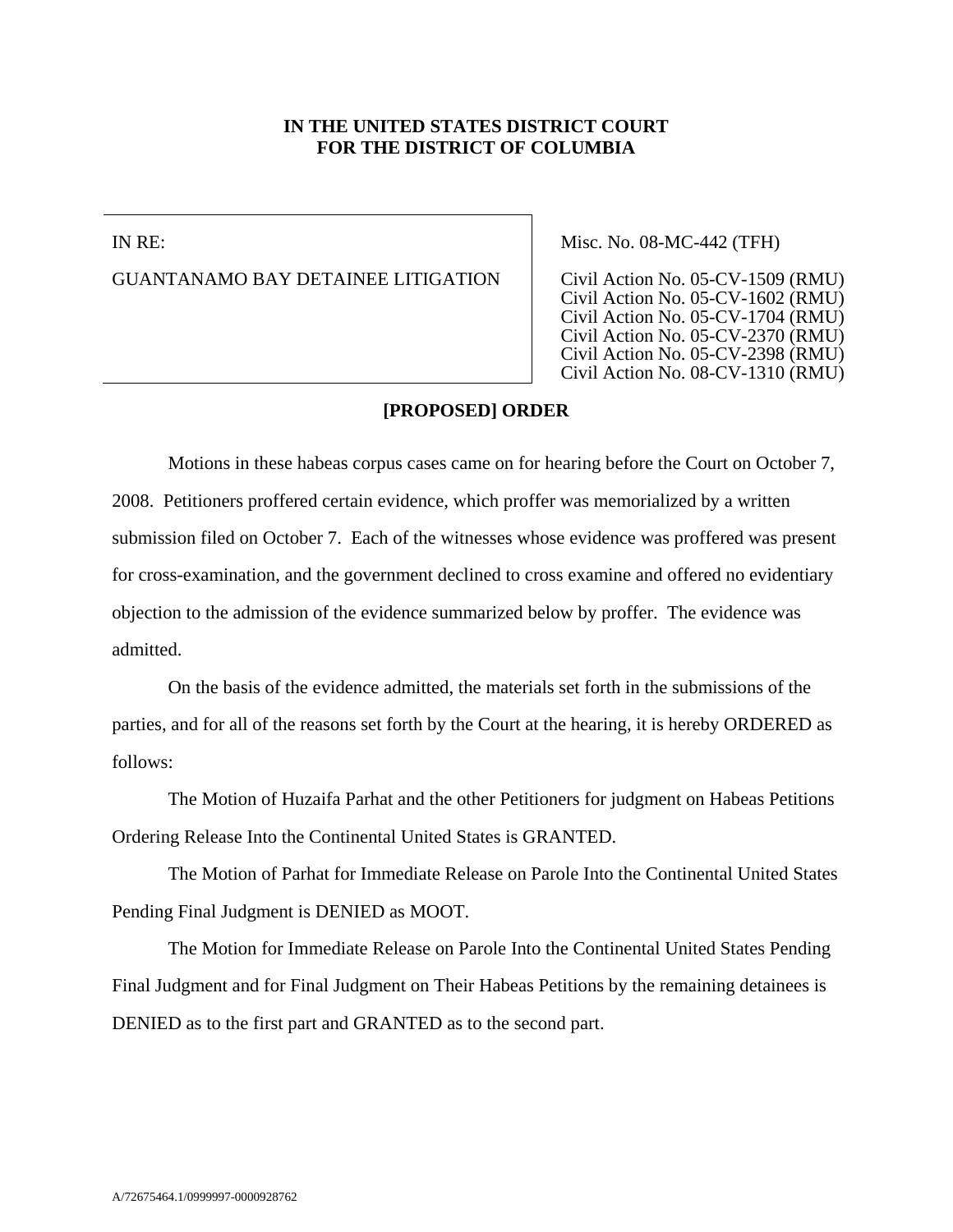**IN THE UNITED STATES DISTRICT COURT**
**FOR THE DISTRICT OF COLUMBIA**

| | |
|---|---|
| IN RE:<br><br>GUANTANAMO BAY DETAINEE LITIGATION | Misc. No. 08-MC-442 (TFH)<br><br>Civil Action No. 05-CV-1509 (RMU)<br>Civil Action No. 05-CV-1602 (RMU)<br>Civil Action No. 05-CV-1704 (RMU)<br>Civil Action No. 05-CV-2370 (RMU)<br>Civil Action No. 05-CV-2398 (RMU)<br>Civil Action No. 08-CV-1310 (RMU) |

**[PROPOSED] ORDER**

Motions in these habeas corpus cases came on for hearing before the Court on October 7, 2008. Petitioners proffered certain evidence, which proffer was memorialized by a written submission filed on October 7. Each of the witnesses whose evidence was proffered was present for cross-examination, and the government declined to cross examine and offered no evidentiary objection to the admission of the evidence summarized below by proffer. The evidence was admitted.

On the basis of the evidence admitted, the materials set forth in the submissions of the parties, and for all of the reasons set forth by the Court at the hearing, it is hereby ORDERED as follows:

The Motion of Huzaifa Parhat and the other Petitioners for judgment on Habeas Petitions Ordering Release Into the Continental United States is GRANTED.

The Motion of Parhat for Immediate Release on Parole Into the Continental United States Pending Final Judgment is DENIED as MOOT.

The Motion for Immediate Release on Parole Into the Continental United States Pending Final Judgment and for Final Judgment on Their Habeas Petitions by the remaining detainees is DENIED as to the first part and GRANTED as to the second part.

A/72675464.1/0999997-0000928762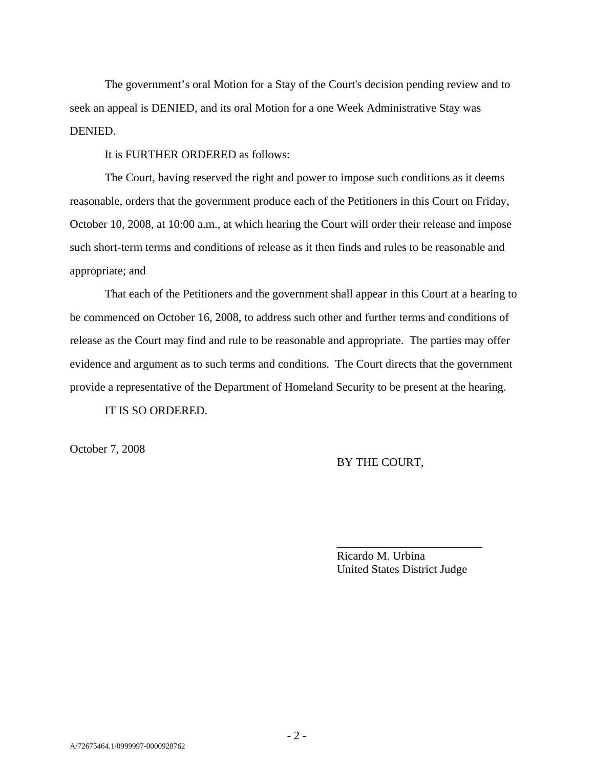The government's oral Motion for a Stay of the Court's decision pending review and to seek an appeal is DENIED, and its oral Motion for a one Week Administrative Stay was DENIED.

It is FURTHER ORDERED as follows:

The Court, having reserved the right and power to impose such conditions as it deems reasonable, orders that the government produce each of the Petitioners in this Court on Friday, October 10, 2008, at 10:00 a.m., at which hearing the Court will order their release and impose such short-term terms and conditions of release as it then finds and rules to be reasonable and appropriate; and

That each of the Petitioners and the government shall appear in this Court at a hearing to be commenced on October 16, 2008, to address such other and further terms and conditions of release as the Court may find and rule to be reasonable and appropriate. The parties may offer evidence and argument as to such terms and conditions. The Court directs that the government provide a representative of the Department of Homeland Security to be present at the hearing.

IT IS SO ORDERED.

October 7, 2008

BY THE COURT,

\_\_\_\_\_\_\_\_\_\_\_\_\_\_\_\_\_\_\_\_\_\_\_\_\_

Ricardo M. Urbina
United States District Judge

A/72675464.1/0999997-0000928762